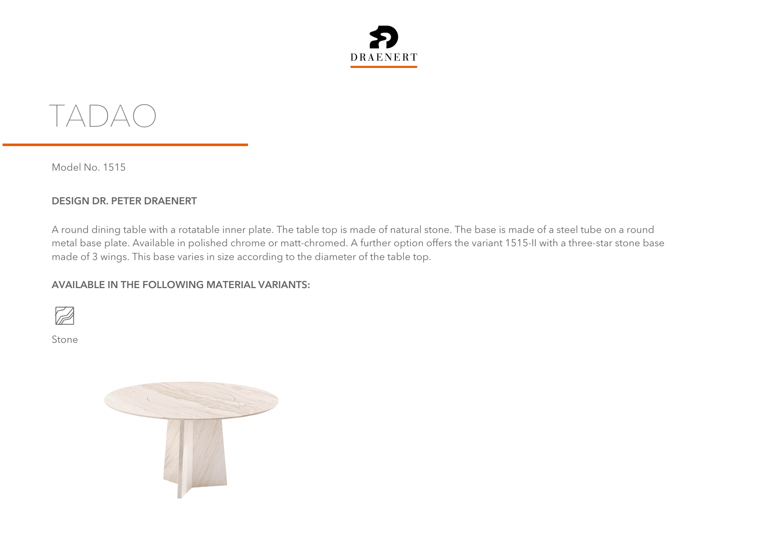DRAENERT

# TADAO

Model No. 1515

### DESIGN DR. PETER DRAENERT

A round dining table with a rotatable inner plate. The table top is made of natural stone. The base is made of a steel tube on a round metal base plate. Available in polished chrome or matt-chromed. A further option offers the variant 1515-II with a three-star stone base made of 3 wings. This base varies in size according to the diameter of the table top.

### AVAILABLE IN THE FOLLOWING MATERIAL VARIANTS:

Stone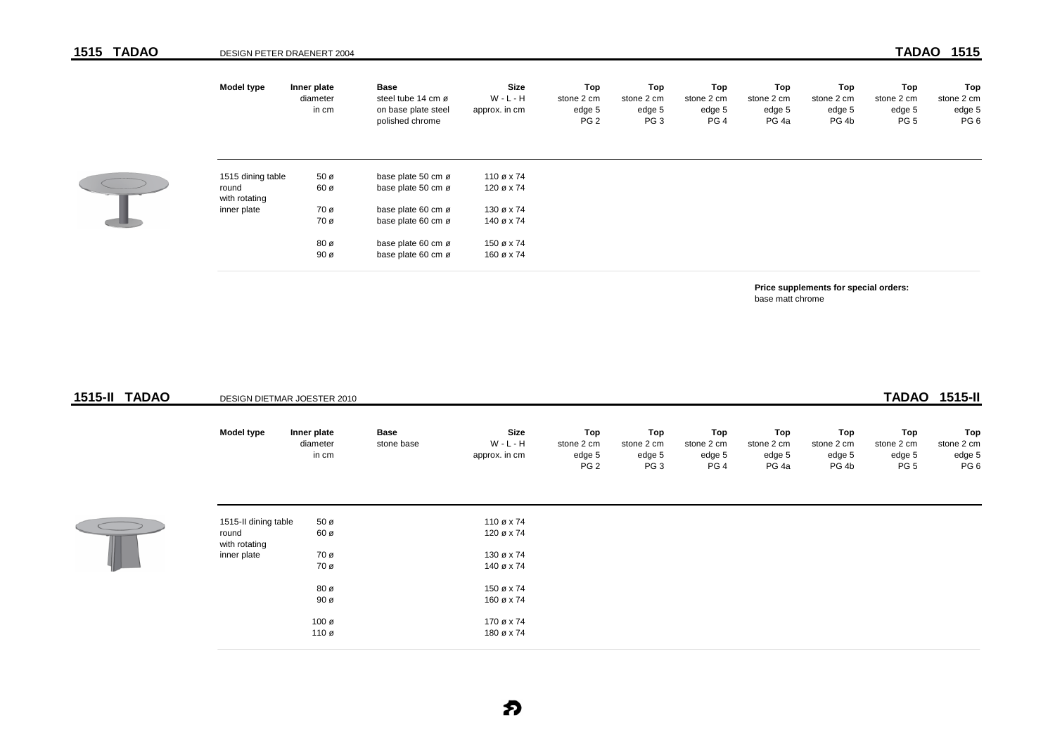# 1515 TADAO

DESIGN PETER DRAENERT 2004

| Model type | Inner plate diameter in cm | Base steel tube 14 cm ø on base plate steel polished chrome | Size W - L - H approx. in cm | Top stone 2 cm edge 5 PG 2 | Top stone 2 cm edge 5 PG 3 | Top stone 2 cm edge 5 PG 4 | Top stone 2 cm edge 5 PG 4a | Top stone 2 cm edge 5 PG 4b | Top stone 2 cm edge 5 PG 5 | Top stone 2 cm edge 5 PG 6 |
|---|---|---|---|---|---|---|---|---|---|---|
| 1515 dining table round with rotating inner plate | 50 ø | base plate 50 cm ø | 110 ø x 74 | | | | | | | |
| | 60 ø | base plate 50 cm ø | 120 ø x 74 | | | | | | | |
| | 70 ø | base plate 60 cm ø | 130 ø x 74 | | | | | | | |
| | 70 ø | base plate 60 cm ø | 140 ø x 74 | | | | | | | |
| | 80 ø | base plate 60 cm ø | 150 ø x 74 | | | | | | | |
| | 90 ø | base plate 60 cm ø | 160 ø x 74 | | | | | | | |

**Price supplements for special orders:**
base matt chrome

# 1515-II TADAO

DESIGN DIETMAR JOESTER 2010

| Model type | Inner plate diameter in cm | Base stone base | Size W - L - H approx. in cm | Top stone 2 cm edge 5 PG 2 | Top stone 2 cm edge 5 PG 3 | Top stone 2 cm edge 5 PG 4 | Top stone 2 cm edge 5 PG 4a | Top stone 2 cm edge 5 PG 4b | Top stone 2 cm edge 5 PG 5 | Top stone 2 cm edge 5 PG 6 |
|---|---|---|---|---|---|---|---|---|---|---|
| 1515-II dining table round with rotating inner plate | 50 ø | | 110 ø x 74 | | | | | | | |
| | 60 ø | | 120 ø x 74 | | | | | | | |
| | 70 ø | | 130 ø x 74 | | | | | | | |
| | 70 ø | | 140 ø x 74 | | | | | | | |
| | 80 ø | | 150 ø x 74 | | | | | | | |
| | 90 ø | | 160 ø x 74 | | | | | | | |
| | 100 ø | | 170 ø x 74 | | | | | | | |
| | 110 ø | | 180 ø x 74 | | | | | | | |